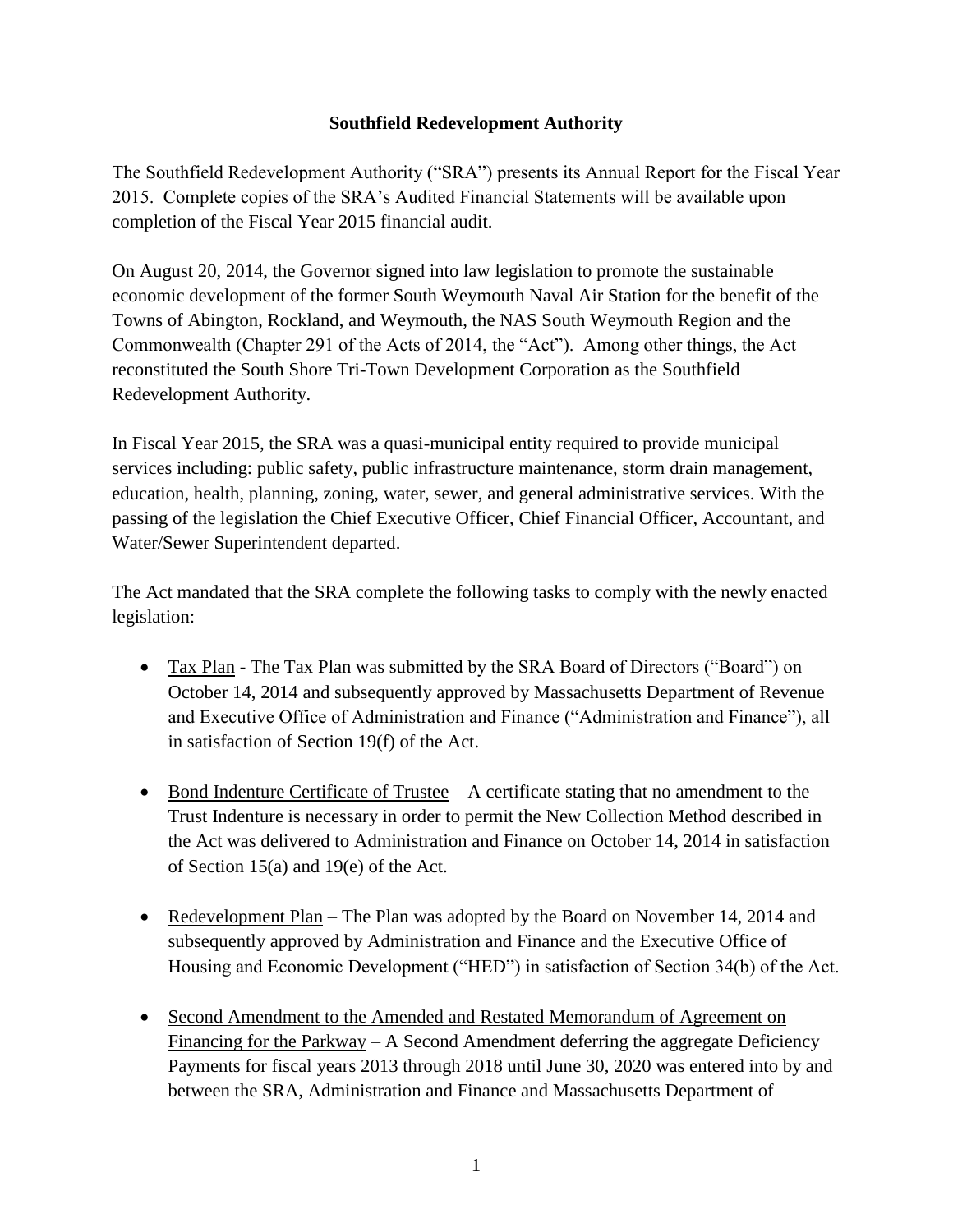# Southfield Redevelopment Authority

The Southfield Redevelopment Authority ("SRA") presents its Annual Report for the Fiscal Year 2015. Complete copies of the SRA's Audited Financial Statements will be available upon completion of the Fiscal Year 2015 financial audit.

On August 20, 2014, the Governor signed into law legislation to promote the sustainable economic development of the former South Weymouth Naval Air Station for the benefit of the Towns of Abington, Rockland, and Weymouth, the NAS South Weymouth Region and the Commonwealth (Chapter 291 of the Acts of 2014, the "Act"). Among other things, the Act reconstituted the South Shore Tri-Town Development Corporation as the Southfield Redevelopment Authority.

In Fiscal Year 2015, the SRA was a quasi-municipal entity required to provide municipal services including: public safety, public infrastructure maintenance, storm drain management, education, health, planning, zoning, water, sewer, and general administrative services. With the passing of the legislation the Chief Executive Officer, Chief Financial Officer, Accountant, and Water/Sewer Superintendent departed.

The Act mandated that the SRA complete the following tasks to comply with the newly enacted legislation:

- Tax Plan - The Tax Plan was submitted by the SRA Board of Directors ("Board") on October 14, 2014 and subsequently approved by Massachusetts Department of Revenue and Executive Office of Administration and Finance ("Administration and Finance"), all in satisfaction of Section 19(f) of the Act.
- Bond Indenture Certificate of Trustee – A certificate stating that no amendment to the Trust Indenture is necessary in order to permit the New Collection Method described in the Act was delivered to Administration and Finance on October 14, 2014 in satisfaction of Section 15(a) and 19(e) of the Act.
- Redevelopment Plan – The Plan was adopted by the Board on November 14, 2014 and subsequently approved by Administration and Finance and the Executive Office of Housing and Economic Development ("HED") in satisfaction of Section 34(b) of the Act.
- Second Amendment to the Amended and Restated Memorandum of Agreement on Financing for the Parkway – A Second Amendment deferring the aggregate Deficiency Payments for fiscal years 2013 through 2018 until June 30, 2020 was entered into by and between the SRA, Administration and Finance and Massachusetts Department of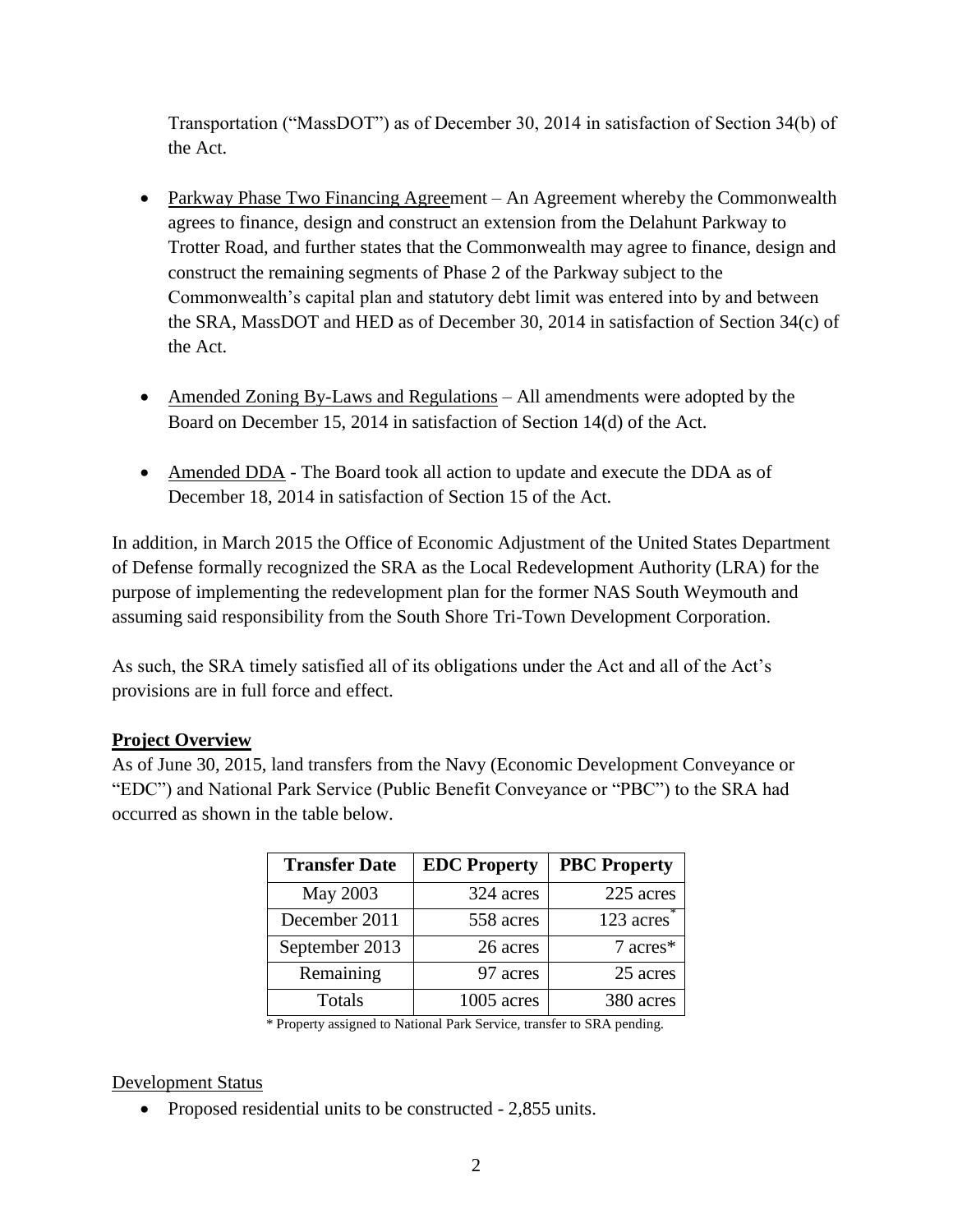Transportation ("MassDOT") as of December 30, 2014 in satisfaction of Section 34(b) of the Act.

- Parkway Phase Two Financing Agreement – An Agreement whereby the Commonwealth agrees to finance, design and construct an extension from the Delahunt Parkway to Trotter Road, and further states that the Commonwealth may agree to finance, design and construct the remaining segments of Phase 2 of the Parkway subject to the Commonwealth's capital plan and statutory debt limit was entered into by and between the SRA, MassDOT and HED as of December 30, 2014 in satisfaction of Section 34(c) of the Act.

- Amended Zoning By-Laws and Regulations – All amendments were adopted by the Board on December 15, 2014 in satisfaction of Section 14(d) of the Act.

- Amended DDA - The Board took all action to update and execute the DDA as of December 18, 2014 in satisfaction of Section 15 of the Act.

In addition, in March 2015 the Office of Economic Adjustment of the United States Department of Defense formally recognized the SRA as the Local Redevelopment Authority (LRA) for the purpose of implementing the redevelopment plan for the former NAS South Weymouth and assuming said responsibility from the South Shore Tri-Town Development Corporation.

As such, the SRA timely satisfied all of its obligations under the Act and all of the Act's provisions are in full force and effect.

**Project Overview**

As of June 30, 2015, land transfers from the Navy (Economic Development Conveyance or "EDC") and National Park Service (Public Benefit Conveyance or "PBC") to the SRA had occurred as shown in the table below.

| Transfer Date | EDC Property | PBC Property |
|---|---|---|
| May 2003 | 324 acres | 225 acres |
| December 2011 | 558 acres | 123 acres* |
| September 2013 | 26 acres | 7 acres* |
| Remaining | 97 acres | 25 acres |
| Totals | 1005 acres | 380 acres |

\* Property assigned to National Park Service, transfer to SRA pending.

Development Status

- Proposed residential units to be constructed - 2,855 units.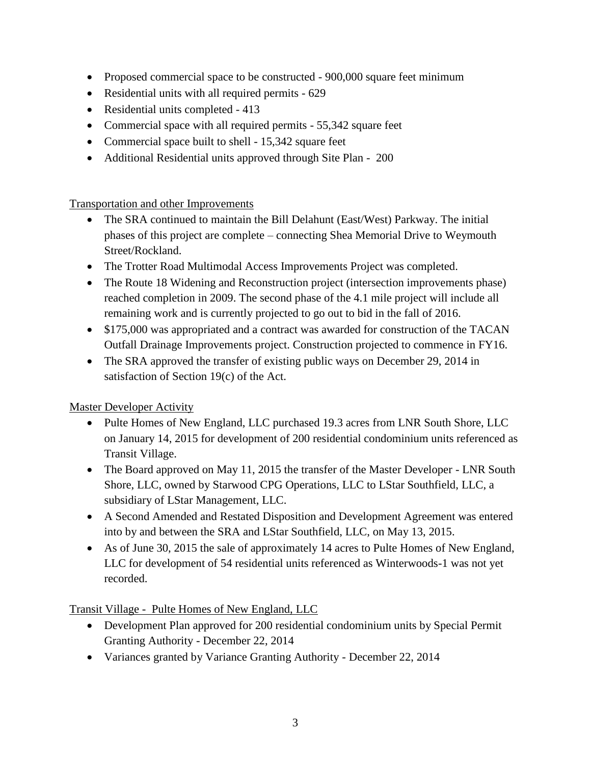- Proposed commercial space to be constructed - 900,000 square feet minimum
- Residential units with all required permits - 629
- Residential units completed - 413
- Commercial space with all required permits - 55,342 square feet
- Commercial space built to shell - 15,342 square feet
- Additional Residential units approved through Site Plan - 200

<u>Transportation and other Improvements</u>

- The SRA continued to maintain the Bill Delahunt (East/West) Parkway. The initial phases of this project are complete – connecting Shea Memorial Drive to Weymouth Street/Rockland.
- The Trotter Road Multimodal Access Improvements Project was completed.
- The Route 18 Widening and Reconstruction project (intersection improvements phase) reached completion in 2009. The second phase of the 4.1 mile project will include all remaining work and is currently projected to go out to bid in the fall of 2016.
- $175,000 was appropriated and a contract was awarded for construction of the TACAN Outfall Drainage Improvements project. Construction projected to commence in FY16.
- The SRA approved the transfer of existing public ways on December 29, 2014 in satisfaction of Section 19(c) of the Act.

<u>Master Developer Activity</u>

- Pulte Homes of New England, LLC purchased 19.3 acres from LNR South Shore, LLC on January 14, 2015 for development of 200 residential condominium units referenced as Transit Village.
- The Board approved on May 11, 2015 the transfer of the Master Developer - LNR South Shore, LLC, owned by Starwood CPG Operations, LLC to LStar Southfield, LLC, a subsidiary of LStar Management, LLC.
- A Second Amended and Restated Disposition and Development Agreement was entered into by and between the SRA and LStar Southfield, LLC, on May 13, 2015.
- As of June 30, 2015 the sale of approximately 14 acres to Pulte Homes of New England, LLC for development of 54 residential units referenced as Winterwoods-1 was not yet recorded.

<u>Transit Village - Pulte Homes of New England, LLC</u>

- Development Plan approved for 200 residential condominium units by Special Permit Granting Authority - December 22, 2014
- Variances granted by Variance Granting Authority - December 22, 2014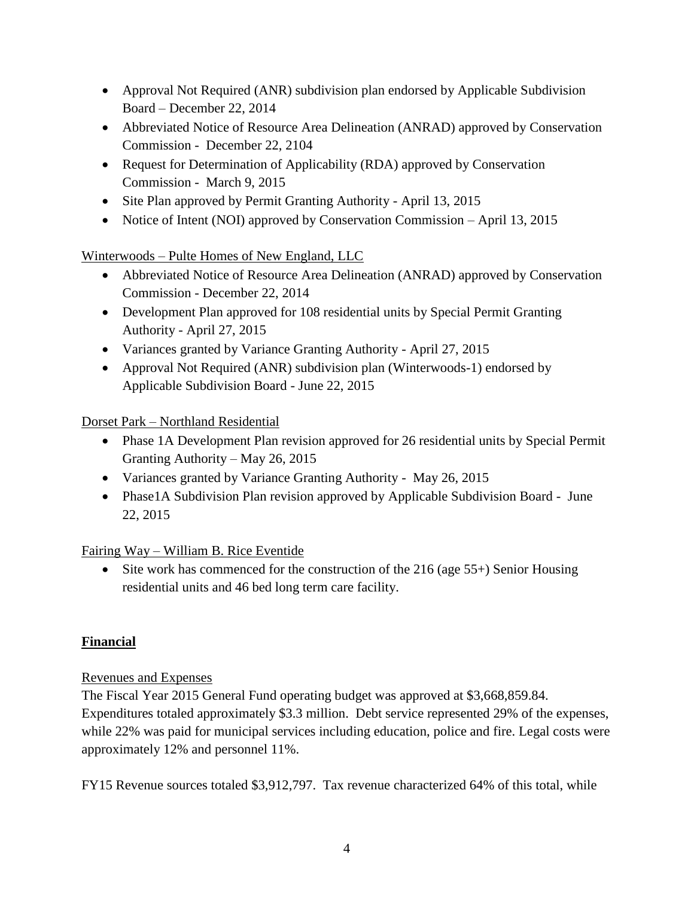- Approval Not Required (ANR) subdivision plan endorsed by Applicable Subdivision Board – December 22, 2014
- Abbreviated Notice of Resource Area Delineation (ANRAD) approved by Conservation Commission - December 22, 2104
- Request for Determination of Applicability (RDA) approved by Conservation Commission - March 9, 2015
- Site Plan approved by Permit Granting Authority - April 13, 2015
- Notice of Intent (NOI) approved by Conservation Commission – April 13, 2015

<u>Winterwoods – Pulte Homes of New England, LLC</u>

- Abbreviated Notice of Resource Area Delineation (ANRAD) approved by Conservation Commission - December 22, 2014
- Development Plan approved for 108 residential units by Special Permit Granting Authority - April 27, 2015
- Variances granted by Variance Granting Authority - April 27, 2015
- Approval Not Required (ANR) subdivision plan (Winterwoods-1) endorsed by Applicable Subdivision Board - June 22, 2015

<u>Dorset Park – Northland Residential</u>

- Phase 1A Development Plan revision approved for 26 residential units by Special Permit Granting Authority – May 26, 2015
- Variances granted by Variance Granting Authority - May 26, 2015
- Phase1A Subdivision Plan revision approved by Applicable Subdivision Board - June 22, 2015

<u>Fairing Way – William B. Rice Eventide</u>

- Site work has commenced for the construction of the 216 (age 55+) Senior Housing residential units and 46 bed long term care facility.

## Financial

<u>Revenues and Expenses</u>

The Fiscal Year 2015 General Fund operating budget was approved at $3,668,859.84. Expenditures totaled approximately $3.3 million. Debt service represented 29% of the expenses, while 22% was paid for municipal services including education, police and fire. Legal costs were approximately 12% and personnel 11%.

FY15 Revenue sources totaled $3,912,797. Tax revenue characterized 64% of this total, while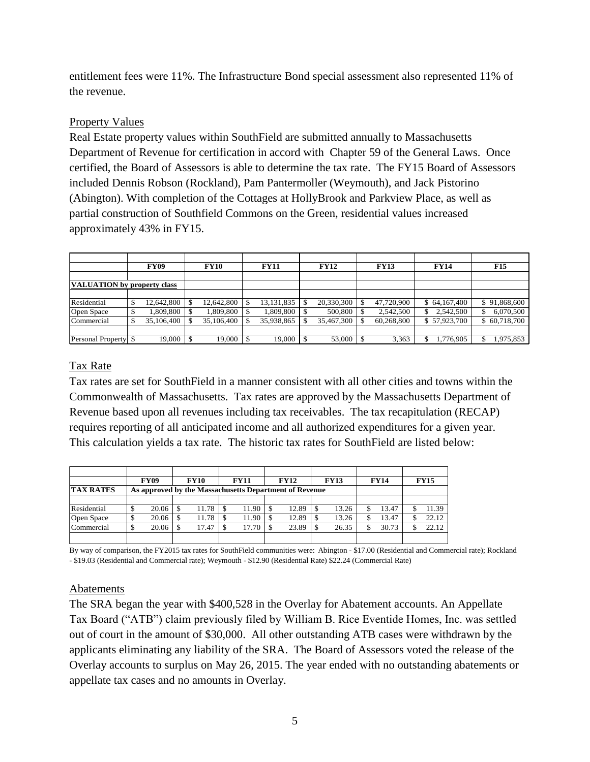entitlement fees were 11%. The Infrastructure Bond special assessment also represented 11% of the revenue.

## Property Values

Real Estate property values within SouthField are submitted annually to Massachusetts Department of Revenue for certification in accord with Chapter 59 of the General Laws. Once certified, the Board of Assessors is able to determine the tax rate. The FY15 Board of Assessors included Dennis Robson (Rockland), Pam Pantermoller (Weymouth), and Jack Pistorino (Abington). With completion of the Cottages at HollyBrook and Parkview Place, as well as partial construction of Southfield Commons on the Green, residential values increased approximately 43% in FY15.

| | FY09 | FY10 | FY11 | FY12 | FY13 | FY14 | F15 |
|---|---|---|---|---|---|---|---|
| **VALUATION by property class** | | | | | | | |
| Residential | $ 12,642,800 | $ 12,642,800 | $ 13,131,835 | $ 20,330,300 | $ 47,720,900 | $ 64,167,400 | $ 91,868,600 |
| Open Space | $ 1,809,800 | $ 1,809,800 | $ 1,809,800 | $ 500,800 | $ 2,542,500 | $ 2,542,500 | $ 6,070,500 |
| Commercial | $ 35,106,400 | $ 35,106,400 | $ 35,938,865 | $ 35,467,300 | $ 60,268,800 | $ 57,923,700 | $ 60,718,700 |
| Personal Property | $ 19,000 | $ 19,000 | $ 19,000 | $ 53,000 | $ 3,363 | $ 1,776,905 | $ 1,975,853 |

## Tax Rate

Tax rates are set for SouthField in a manner consistent with all other cities and towns within the Commonwealth of Massachusetts. Tax rates are approved by the Massachusetts Department of Revenue based upon all revenues including tax receivables. The tax recapitulation (RECAP) requires reporting of all anticipated income and all authorized expenditures for a given year. This calculation yields a tax rate. The historic tax rates for SouthField are listed below:

| | FY09 | FY10 | FY11 | FY12 | FY13 | FY14 | FY15 |
|---|---|---|---|---|---|---|---|
| **TAX RATES** | As approved by the Massachusetts Department of Revenue | | | | | | |
| Residential | $ 20.06 | $ 11.78 | $ 11.90 | $ 12.89 | $ 13.26 | $ 13.47 | $ 11.39 |
| Open Space | $ 20.06 | $ 11.78 | $ 11.90 | $ 12.89 | $ 13.26 | $ 13.47 | $ 22.12 |
| Commercial | $ 20.06 | $ 17.47 | $ 17.70 | $ 23.89 | $ 26.35 | $ 30.73 | $ 22.12 |

By way of comparison, the FY2015 tax rates for SouthField communities were: Abington - $17.00 (Residential and Commercial rate); Rockland - $19.03 (Residential and Commercial rate); Weymouth - $12.90 (Residential Rate) $22.24 (Commercial Rate)

## Abatements

The SRA began the year with $400,528 in the Overlay for Abatement accounts. An Appellate Tax Board ("ATB") claim previously filed by William B. Rice Eventide Homes, Inc. was settled out of court in the amount of $30,000. All other outstanding ATB cases were withdrawn by the applicants eliminating any liability of the SRA. The Board of Assessors voted the release of the Overlay accounts to surplus on May 26, 2015. The year ended with no outstanding abatements or appellate tax cases and no amounts in Overlay.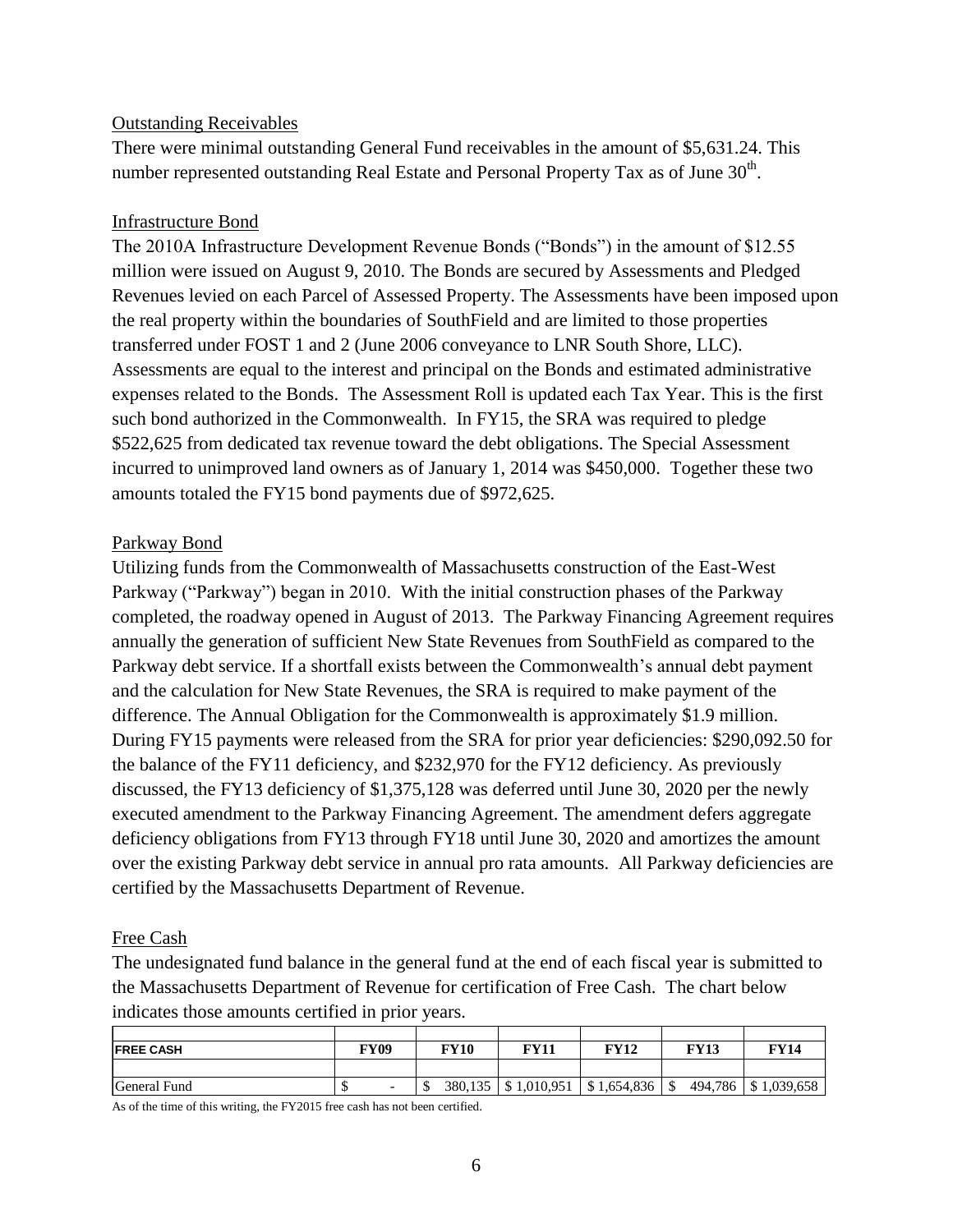## Outstanding Receivables

There were minimal outstanding General Fund receivables in the amount of $5,631.24. This number represented outstanding Real Estate and Personal Property Tax as of June 30th.

## Infrastructure Bond

The 2010A Infrastructure Development Revenue Bonds ("Bonds") in the amount of $12.55 million were issued on August 9, 2010. The Bonds are secured by Assessments and Pledged Revenues levied on each Parcel of Assessed Property. The Assessments have been imposed upon the real property within the boundaries of SouthField and are limited to those properties transferred under FOST 1 and 2 (June 2006 conveyance to LNR South Shore, LLC). Assessments are equal to the interest and principal on the Bonds and estimated administrative expenses related to the Bonds. The Assessment Roll is updated each Tax Year. This is the first such bond authorized in the Commonwealth. In FY15, the SRA was required to pledge $522,625 from dedicated tax revenue toward the debt obligations. The Special Assessment incurred to unimproved land owners as of January 1, 2014 was $450,000. Together these two amounts totaled the FY15 bond payments due of $972,625.

## Parkway Bond

Utilizing funds from the Commonwealth of Massachusetts construction of the East-West Parkway ("Parkway") began in 2010. With the initial construction phases of the Parkway completed, the roadway opened in August of 2013. The Parkway Financing Agreement requires annually the generation of sufficient New State Revenues from SouthField as compared to the Parkway debt service. If a shortfall exists between the Commonwealth's annual debt payment and the calculation for New State Revenues, the SRA is required to make payment of the difference. The Annual Obligation for the Commonwealth is approximately $1.9 million. During FY15 payments were released from the SRA for prior year deficiencies: $290,092.50 for the balance of the FY11 deficiency, and $232,970 for the FY12 deficiency. As previously discussed, the FY13 deficiency of $1,375,128 was deferred until June 30, 2020 per the newly executed amendment to the Parkway Financing Agreement. The amendment defers aggregate deficiency obligations from FY13 through FY18 until June 30, 2020 and amortizes the amount over the existing Parkway debt service in annual pro rata amounts. All Parkway deficiencies are certified by the Massachusetts Department of Revenue.

## Free Cash

The undesignated fund balance in the general fund at the end of each fiscal year is submitted to the Massachusetts Department of Revenue for certification of Free Cash. The chart below indicates those amounts certified in prior years.

| FREE CASH | FY09 | FY10 | FY11 | FY12 | FY13 | FY14 |
|---|---|---|---|---|---|---|
| General Fund | $ - | $ 380,135 | $ 1,010,951 | $ 1,654,836 | $ 494,786 | $ 1,039,658 |

As of the time of this writing, the FY2015 free cash has not been certified.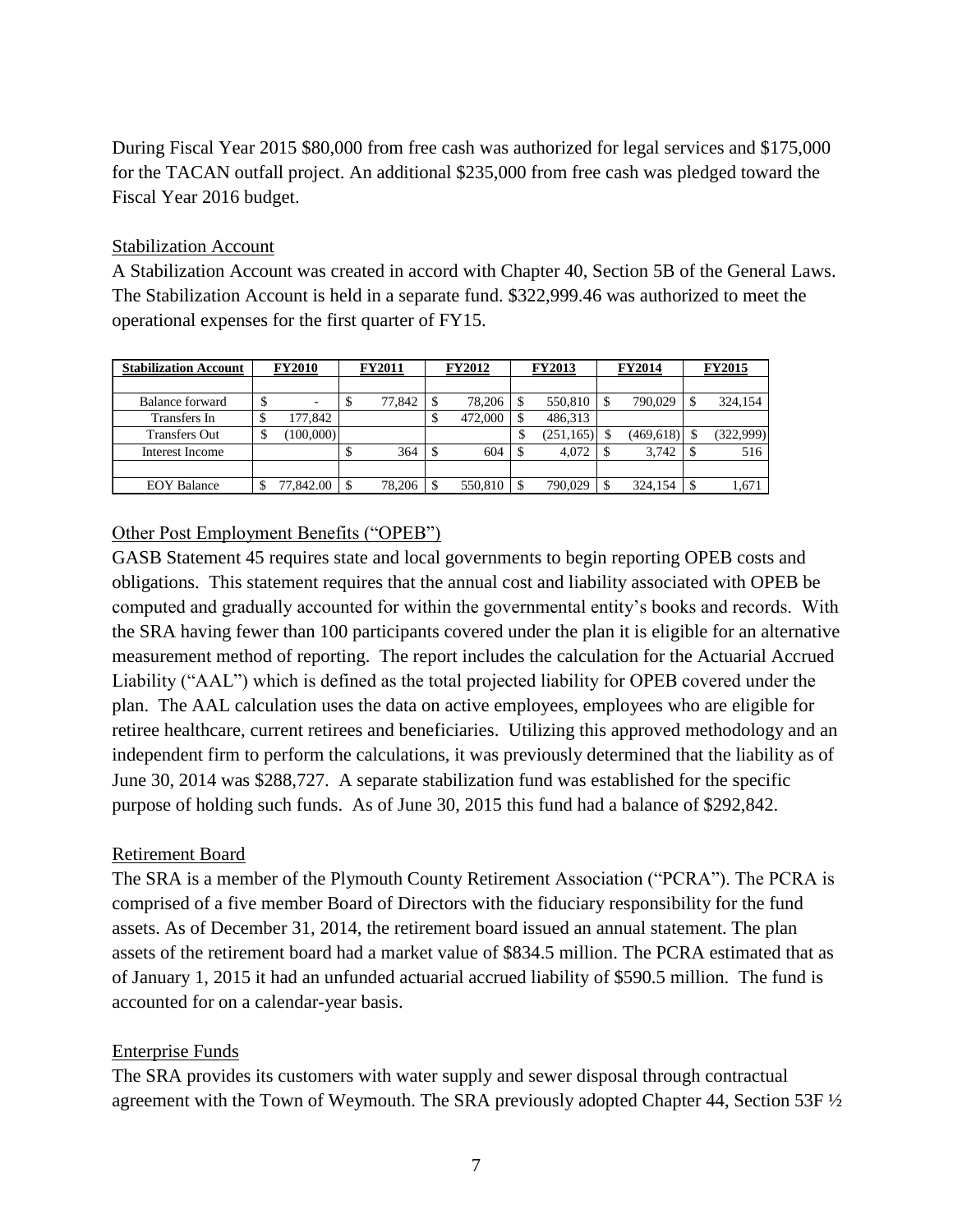During Fiscal Year 2015 $80,000 from free cash was authorized for legal services and $175,000 for the TACAN outfall project. An additional $235,000 from free cash was pledged toward the Fiscal Year 2016 budget.

Stabilization Account

A Stabilization Account was created in accord with Chapter 40, Section 5B of the General Laws. The Stabilization Account is held in a separate fund. $322,999.46 was authorized to meet the operational expenses for the first quarter of FY15.

| Stabilization Account | FY2010 | FY2011 | FY2012 | FY2013 | FY2014 | FY2015 |
|---|---|---|---|---|---|---|
| | | | | | | |
| Balance forward | $ - | $ 77,842 | $ 78,206 | $ 550,810 | $ 790,029 | $ 324,154 |
| Transfers In | $ 177,842 | | $ 472,000 | $ 486,313 | | |
| Transfers Out | $ (100,000) | | | $ (251,165) | $ (469,618) | $ (322,999) |
| Interest Income | | $ 364 | $ 604 | $ 4,072 | $ 3,742 | $ 516 |
| | | | | | | |
| EOY Balance | $ 77,842.00 | $ 78,206 | $ 550,810 | $ 790,029 | $ 324,154 | $ 1,671 |

Other Post Employment Benefits ("OPEB")

GASB Statement 45 requires state and local governments to begin reporting OPEB costs and obligations. This statement requires that the annual cost and liability associated with OPEB be computed and gradually accounted for within the governmental entity's books and records. With the SRA having fewer than 100 participants covered under the plan it is eligible for an alternative measurement method of reporting. The report includes the calculation for the Actuarial Accrued Liability ("AAL") which is defined as the total projected liability for OPEB covered under the plan. The AAL calculation uses the data on active employees, employees who are eligible for retiree healthcare, current retirees and beneficiaries. Utilizing this approved methodology and an independent firm to perform the calculations, it was previously determined that the liability as of June 30, 2014 was $288,727. A separate stabilization fund was established for the specific purpose of holding such funds. As of June 30, 2015 this fund had a balance of $292,842.

Retirement Board

The SRA is a member of the Plymouth County Retirement Association ("PCRA"). The PCRA is comprised of a five member Board of Directors with the fiduciary responsibility for the fund assets. As of December 31, 2014, the retirement board issued an annual statement. The plan assets of the retirement board had a market value of $834.5 million. The PCRA estimated that as of January 1, 2015 it had an unfunded actuarial accrued liability of $590.5 million. The fund is accounted for on a calendar-year basis.

Enterprise Funds

The SRA provides its customers with water supply and sewer disposal through contractual agreement with the Town of Weymouth. The SRA previously adopted Chapter 44, Section 53F ½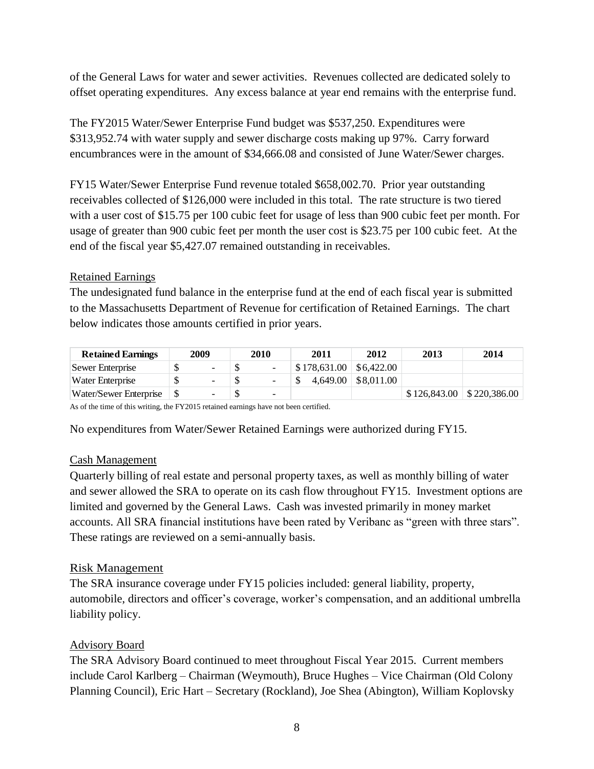of the General Laws for water and sewer activities. Revenues collected are dedicated solely to offset operating expenditures. Any excess balance at year end remains with the enterprise fund.

The FY2015 Water/Sewer Enterprise Fund budget was $537,250. Expenditures were $313,952.74 with water supply and sewer discharge costs making up 97%. Carry forward encumbrances were in the amount of $34,666.08 and consisted of June Water/Sewer charges.

FY15 Water/Sewer Enterprise Fund revenue totaled $658,002.70. Prior year outstanding receivables collected of $126,000 were included in this total. The rate structure is two tiered with a user cost of $15.75 per 100 cubic feet for usage of less than 900 cubic feet per month. For usage of greater than 900 cubic feet per month the user cost is $23.75 per 100 cubic feet. At the end of the fiscal year $5,427.07 remained outstanding in receivables.

## Retained Earnings

The undesignated fund balance in the enterprise fund at the end of each fiscal year is submitted to the Massachusetts Department of Revenue for certification of Retained Earnings. The chart below indicates those amounts certified in prior years.

| Retained Earnings | 2009 | 2010 | 2011 | 2012 | 2013 | 2014 |
|---|---|---|---|---|---|---|
| Sewer Enterprise | $ - | $ - | $ 178,631.00 | $ 6,422.00 | | |
| Water Enterprise | $ - | $ - | $ 4,649.00 | $ 8,011.00 | | |
| Water/Sewer Enterprise | $ - | $ - | | | $ 126,843.00 | $ 220,386.00 |

As of the time of this writing, the FY2015 retained earnings have not been certified.

No expenditures from Water/Sewer Retained Earnings were authorized during FY15.

## Cash Management

Quarterly billing of real estate and personal property taxes, as well as monthly billing of water and sewer allowed the SRA to operate on its cash flow throughout FY15. Investment options are limited and governed by the General Laws. Cash was invested primarily in money market accounts. All SRA financial institutions have been rated by Veribanc as "green with three stars". These ratings are reviewed on a semi-annually basis.

## Risk Management

The SRA insurance coverage under FY15 policies included: general liability, property, automobile, directors and officer's coverage, worker's compensation, and an additional umbrella liability policy.

## Advisory Board

The SRA Advisory Board continued to meet throughout Fiscal Year 2015. Current members include Carol Karlberg – Chairman (Weymouth), Bruce Hughes – Vice Chairman (Old Colony Planning Council), Eric Hart – Secretary (Rockland), Joe Shea (Abington), William Koplovsky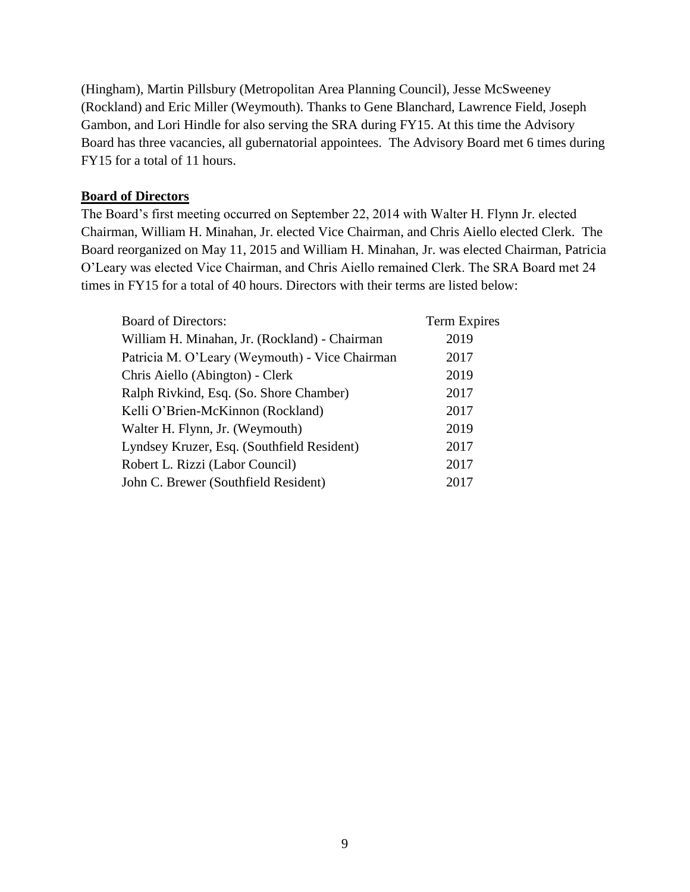(Hingham), Martin Pillsbury (Metropolitan Area Planning Council), Jesse McSweeney (Rockland) and Eric Miller (Weymouth). Thanks to Gene Blanchard, Lawrence Field, Joseph Gambon, and Lori Hindle for also serving the SRA during FY15. At this time the Advisory Board has three vacancies, all gubernatorial appointees. The Advisory Board met 6 times during FY15 for a total of 11 hours.

**Board of Directors**

The Board's first meeting occurred on September 22, 2014 with Walter H. Flynn Jr. elected Chairman, William H. Minahan, Jr. elected Vice Chairman, and Chris Aiello elected Clerk. The Board reorganized on May 11, 2015 and William H. Minahan, Jr. was elected Chairman, Patricia O'Leary was elected Vice Chairman, and Chris Aiello remained Clerk. The SRA Board met 24 times in FY15 for a total of 40 hours. Directors with their terms are listed below:

| Board of Directors: | Term Expires |
|---|---|
| William H. Minahan, Jr. (Rockland) - Chairman | 2019 |
| Patricia M. O'Leary (Weymouth) - Vice Chairman | 2017 |
| Chris Aiello (Abington) - Clerk | 2019 |
| Ralph Rivkind, Esq. (So. Shore Chamber) | 2017 |
| Kelli O'Brien-McKinnon (Rockland) | 2017 |
| Walter H. Flynn, Jr. (Weymouth) | 2019 |
| Lyndsey Kruzer, Esq. (Southfield Resident) | 2017 |
| Robert L. Rizzi (Labor Council) | 2017 |
| John C. Brewer (Southfield Resident) | 2017 |